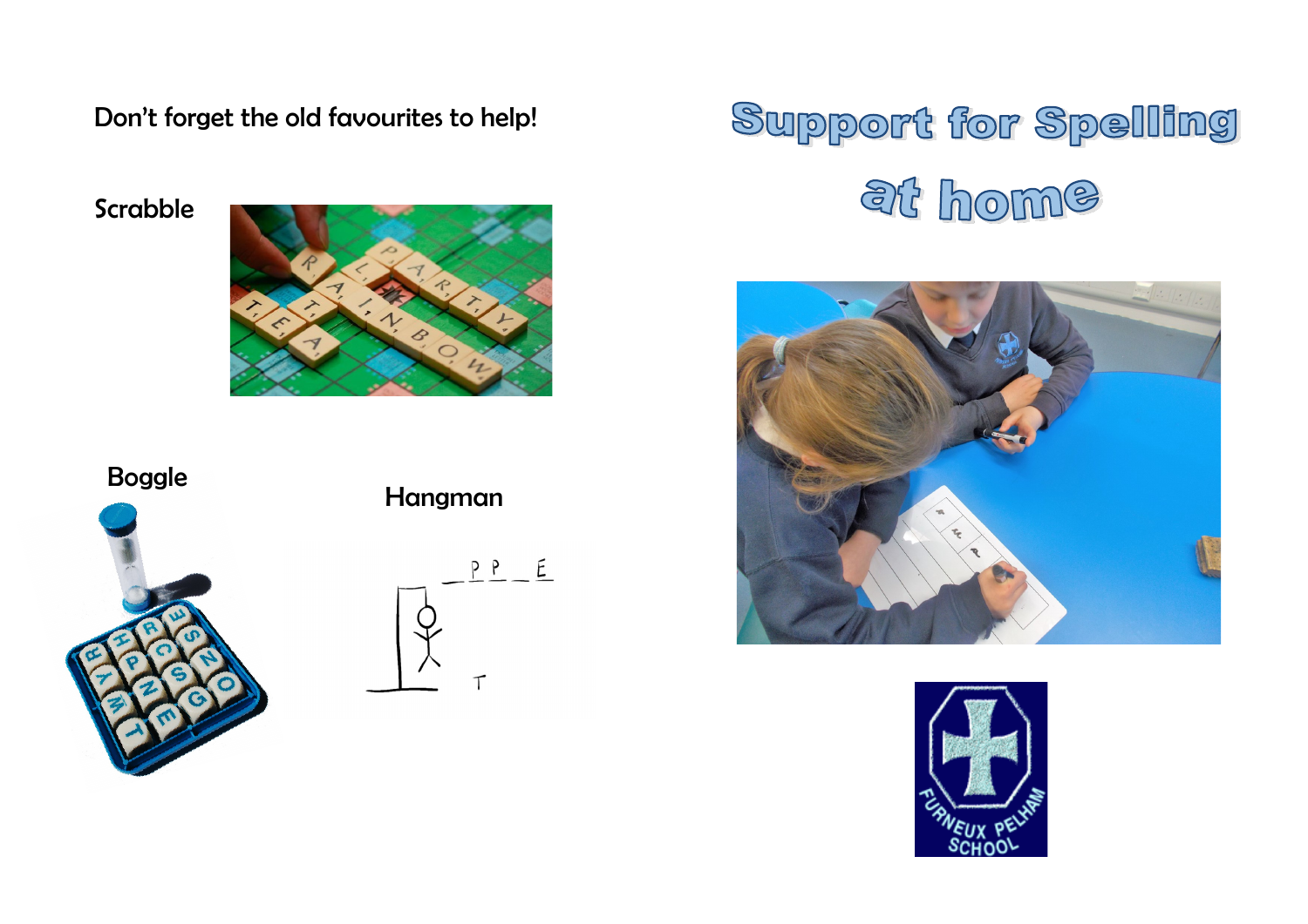Don't forget the old favourites to help!

Scrabble

Boggle

Hangman

# Support for Spelling at home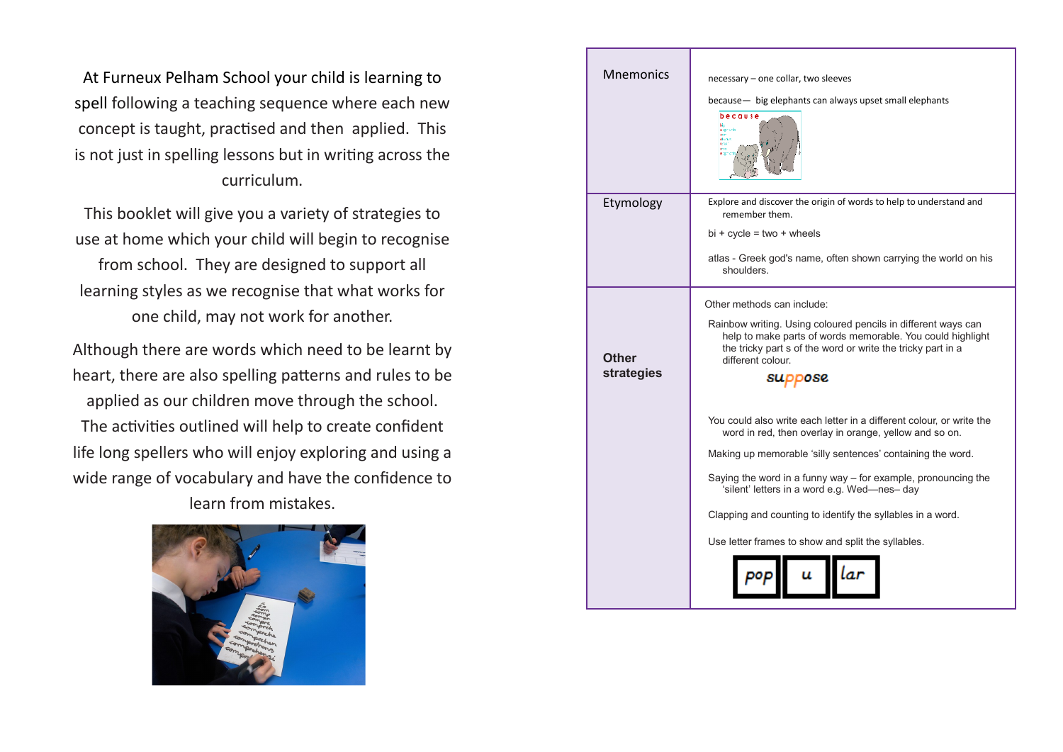At Furneux Pelham School your child is learning to spell following a teaching sequence where each new concept is taught, practised and then applied. This is not just in spelling lessons but in writing across the curriculum.

This booklet will give you a variety of strategies to use at home which your child will begin to recognise from school. They are designed to support all learning styles as we recognise that what works for one child, may not work for another.

Although there are words which need to be learnt by heart, there are also spelling patterns and rules to be applied as our children move through the school. The activities outlined will help to create confident life long spellers who will enjoy exploring and using a wide range of vocabulary and have the confidence to learn from mistakes.

| | |
|---|---|
| Mnemonics | necessary – one collar, two sleeves<br><br>because— big elephants can always upset small elephants |
| Etymology | Explore and discover the origin of words to help to understand and remember them.<br><br>bi + cycle = two + wheels<br><br>atlas - Greek god's name, often shown carrying the world on his shoulders. |
| **Other strategies** | Other methods can include:<br><br>Rainbow writing. Using coloured pencils in different ways can help to make parts of words memorable. You could highlight the tricky part s of the word or write the tricky part in a different colour.<br><br>suppose<br><br>You could also write each letter in a different colour, or write the word in red, then overlay in orange, yellow and so on.<br><br>Making up memorable 'silly sentences' containing the word.<br><br>Saying the word in a funny way – for example, pronouncing the 'silent' letters in a word e.g. Wed—nes– day<br><br>Clapping and counting to identify the syllables in a word.<br><br>Use letter frames to show and split the syllables.<br><br>pop \| u \| lar |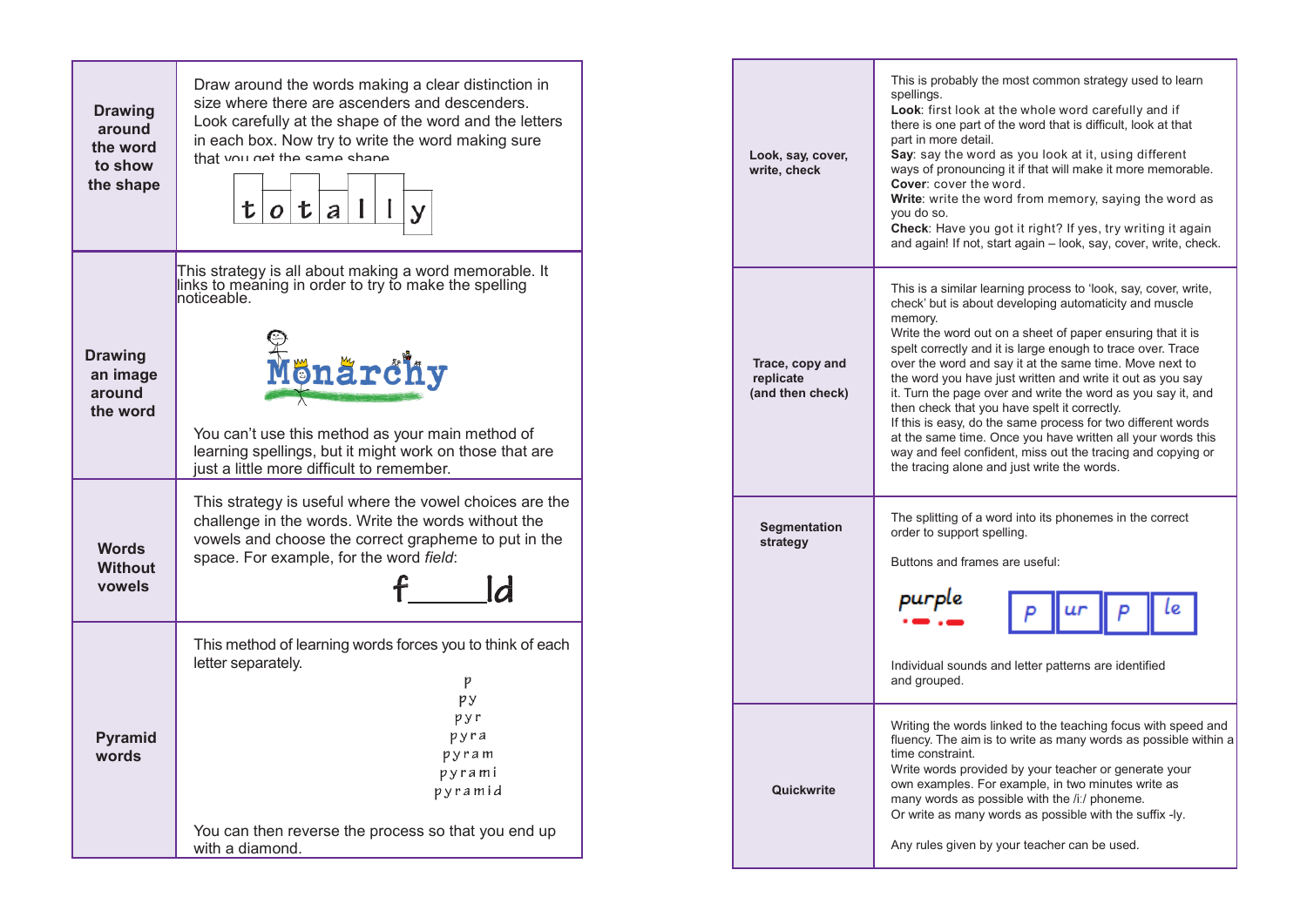| | |
|---|---|
| **Drawing around the word to show the shape** | Draw around the words making a clear distinction in size where there are ascenders and descenders. Look carefully at the shape of the word and the letters in each box. Now try to write the word making sure that you get the same shape. t o t a l l y |
| **Drawing an image around the word** | This strategy is all about making a word memorable. It links to meaning in order to try to make the spelling noticeable. Monarchy You can't use this method as your main method of learning spellings, but it might work on those that are just a little more difficult to remember. |
| **Words Without vowels** | This strategy is useful where the vowel choices are the challenge in the words. Write the words without the vowels and choose the correct grapheme to put in the space. For example, for the word *field*: f_____ld |
| **Pyramid words** | This method of learning words forces you to think of each letter separately. p py pyr pyra pyram pyrami pyramid You can then reverse the process so that you end up with a diamond. |

| | |
|---|---|
| **Look, say, cover, write, check** | This is probably the most common strategy used to learn spellings. **Look**: first look at the whole word carefully and if there is one part of the word that is difficult, look at that part in more detail. **Say**: say the word as you look at it, using different ways of pronouncing it if that will make it more memorable. **Cover**: cover the word. **Write**: write the word from memory, saying the word as you do so. **Check**: Have you got it right? If yes, try writing it again and again! If not, start again – look, say, cover, write, check. |
| **Trace, copy and replicate (and then check)** | This is a similar learning process to 'look, say, cover, write, check' but is about developing automaticity and muscle memory. Write the word out on a sheet of paper ensuring that it is spelt correctly and it is large enough to trace over. Trace over the word and say it at the same time. Move next to the word you have just written and write it out as you say it. Turn the page over and write the word as you say it, and then check that you have spelt it correctly. If this is easy, do the same process for two different words at the same time. Once you have written all your words this way and feel confident, miss out the tracing and copying or the tracing alone and just write the words. |
| **Segmentation strategy** | The splitting of a word into its phonemes in the correct order to support spelling. Buttons and frames are useful: purple — p \| ur \| p \| le. Individual sounds and letter patterns are identified and grouped. |
| **Quickwrite** | Writing the words linked to the teaching focus with speed and fluency. The aim is to write as many words as possible within a time constraint. Write words provided by your teacher or generate your own examples. For example, in two minutes write as many words as possible with the /iː/ phoneme. Or write as many words as possible with the suffix -ly. Any rules given by your teacher can be used. |